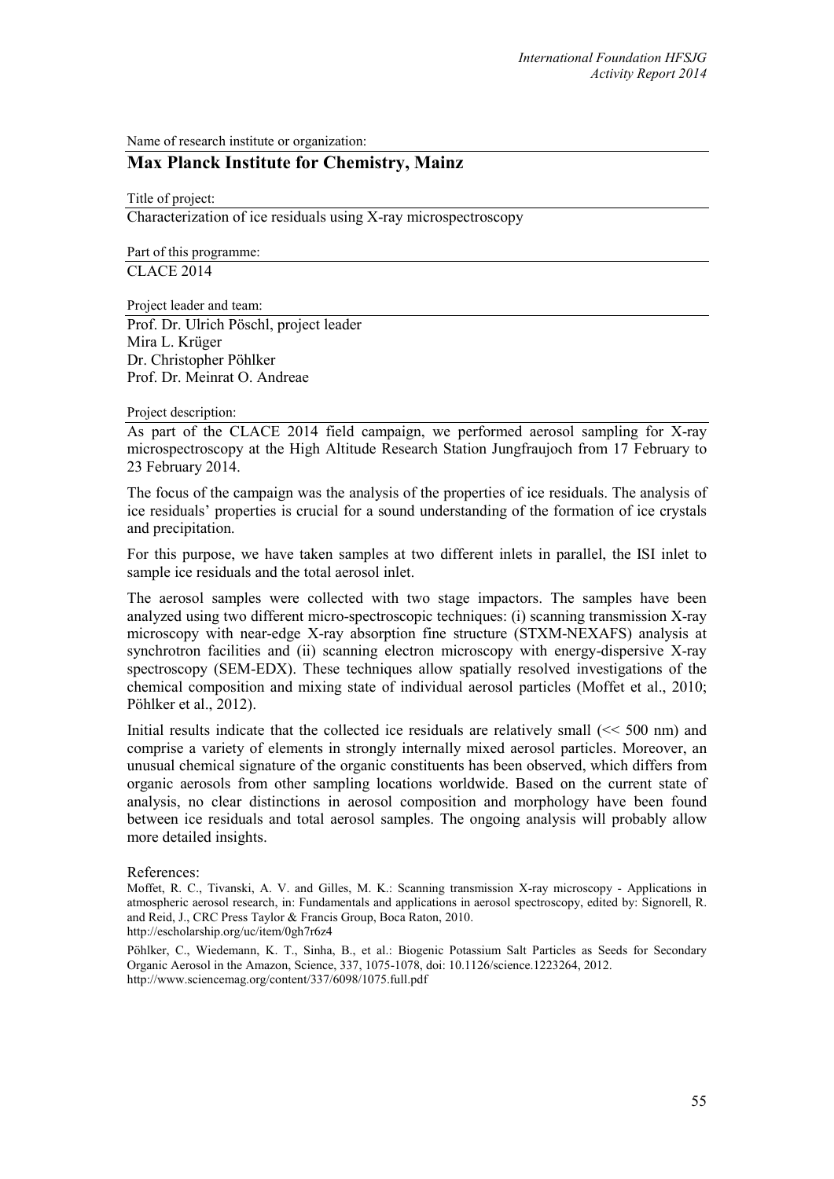Name of research institute or organization:

## Max Planck Institute for Chemistry, Mainz

Title of project:

Characterization of ice residuals using X-ray microspectroscopy

Part of this programme:

CLACE 2014

Project leader and team:

Prof. Dr. Ulrich Pöschl, project leader
Mira L. Krüger
Dr. Christopher Pöhlker
Prof. Dr. Meinrat O. Andreae

Project description:

As part of the CLACE 2014 field campaign, we performed aerosol sampling for X-ray microspectroscopy at the High Altitude Research Station Jungfraujoch from 17 February to 23 February 2014.

The focus of the campaign was the analysis of the properties of ice residuals. The analysis of ice residuals' properties is crucial for a sound understanding of the formation of ice crystals and precipitation.

For this purpose, we have taken samples at two different inlets in parallel, the ISI inlet to sample ice residuals and the total aerosol inlet.

The aerosol samples were collected with two stage impactors. The samples have been analyzed using two different micro-spectroscopic techniques: (i) scanning transmission X-ray microscopy with near-edge X-ray absorption fine structure (STXM-NEXAFS) analysis at synchrotron facilities and (ii) scanning electron microscopy with energy-dispersive X-ray spectroscopy (SEM-EDX). These techniques allow spatially resolved investigations of the chemical composition and mixing state of individual aerosol particles (Moffet et al., 2010; Pöhlker et al., 2012).

Initial results indicate that the collected ice residuals are relatively small (<< 500 nm) and comprise a variety of elements in strongly internally mixed aerosol particles. Moreover, an unusual chemical signature of the organic constituents has been observed, which differs from organic aerosols from other sampling locations worldwide. Based on the current state of analysis, no clear distinctions in aerosol composition and morphology have been found between ice residuals and total aerosol samples. The ongoing analysis will probably allow more detailed insights.

References:

Moffet, R. C., Tivanski, A. V. and Gilles, M. K.: Scanning transmission X-ray microscopy - Applications in atmospheric aerosol research, in: Fundamentals and applications in aerosol spectroscopy, edited by: Signorell, R. and Reid, J., CRC Press Taylor & Francis Group, Boca Raton, 2010.
http://escholarship.org/uc/item/0gh7r6z4

Pöhlker, C., Wiedemann, K. T., Sinha, B., et al.: Biogenic Potassium Salt Particles as Seeds for Secondary Organic Aerosol in the Amazon, Science, 337, 1075-1078, doi: 10.1126/science.1223264, 2012.
http://www.sciencemag.org/content/337/6098/1075.full.pdf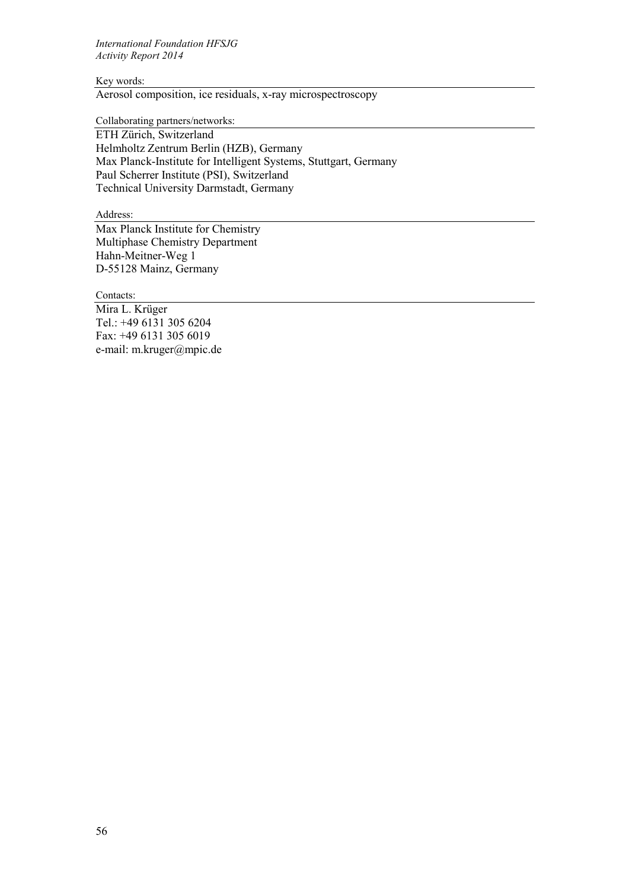Key words:

Aerosol composition, ice residuals, x-ray microspectroscopy

Collaborating partners/networks:

ETH Zürich, Switzerland
Helmholtz Zentrum Berlin (HZB), Germany
Max Planck-Institute for Intelligent Systems, Stuttgart, Germany
Paul Scherrer Institute (PSI), Switzerland
Technical University Darmstadt, Germany

Address:

Max Planck Institute for Chemistry
Multiphase Chemistry Department
Hahn-Meitner-Weg 1
D-55128 Mainz, Germany

Contacts:

Mira L. Krüger
Tel.: +49 6131 305 6204
Fax: +49 6131 305 6019
e-mail: m.kruger@mpic.de